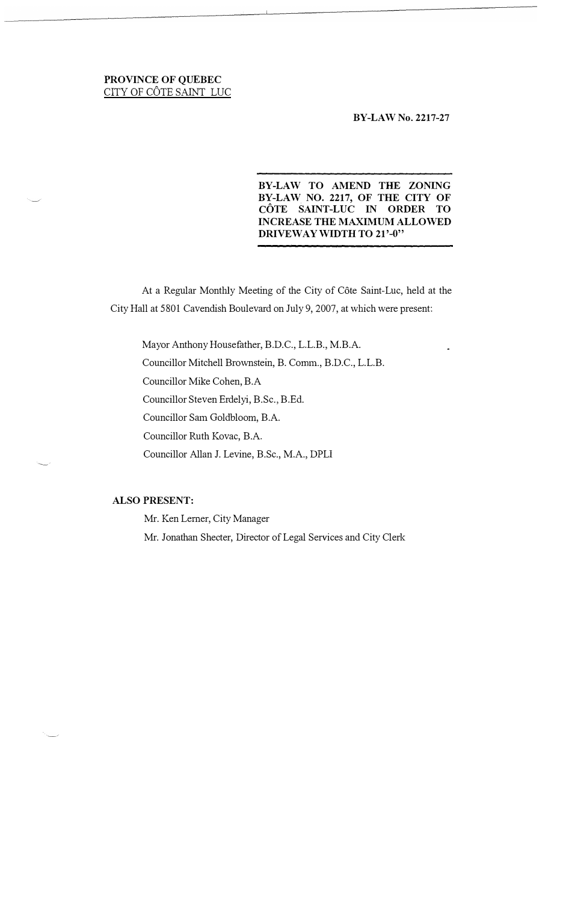**PROVINCE OF QUEBEC**
CITY OF CÔTE SAINT LUC

**BY-LAW No. 2217-27**

**BY-LAW TO AMEND THE ZONING BY-LAW NO. 2217, OF THE CITY OF CÔTE SAINT-LUC IN ORDER TO INCREASE THE MAXIMUM ALLOWED DRIVEWAY WIDTH TO 21'-0"**

At a Regular Monthly Meeting of the City of Côte Saint-Luc, held at the City Hall at 5801 Cavendish Boulevard on July 9, 2007, at which were present:

Mayor Anthony Housefather, B.D.C., L.L.B., M.B.A.
Councillor Mitchell Brownstein, B. Comm., B.D.C., L.L.B.
Councillor Mike Cohen, B.A
Councillor Steven Erdelyi, B.Sc., B.Ed.
Councillor Sam Goldbloom, B.A.
Councillor Ruth Kovac, B.A.
Councillor Allan J. Levine, B.Sc., M.A., DPLI

**ALSO PRESENT:**

Mr. Ken Lerner, City Manager
Mr. Jonathan Shecter, Director of Legal Services and City Clerk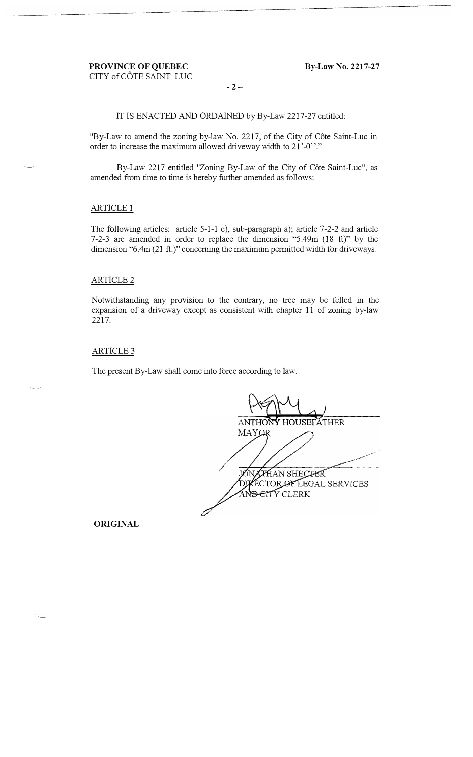**PROVINCE OF QUEBEC**
CITY of CÔTE SAINT LUC

**By-Law No. 2217-27**

IT IS ENACTED AND ORDAINED by By-Law 2217-27 entitled:

"By-Law to amend the zoning by-law No. 2217, of the City of Côte Saint-Luc in order to increase the maximum allowed driveway width to 21'-0''."

By-Law 2217 entitled "Zoning By-Law of the City of Côte Saint-Luc", as amended from time to time is hereby further amended as follows:

ARTICLE 1

The following articles: article 5-1-1 e), sub-paragraph a); article 7-2-2 and article 7-2-3 are amended in order to replace the dimension "5.49m (18 ft)" by the dimension "6.4m (21 ft.)" concerning the maximum permitted width for driveways.

ARTICLE 2

Notwithstanding any provision to the contrary, no tree may be felled in the expansion of a driveway except as consistent with chapter 11 of zoning by-law 2217.

ARTICLE 3

The present By-Law shall come into force according to law.

ANTHONY HOUSEFATHER
MAYOR

JONATHAN SHECTER
DIRECTOR OF LEGAL SERVICES
AND CITY CLERK

**ORIGINAL**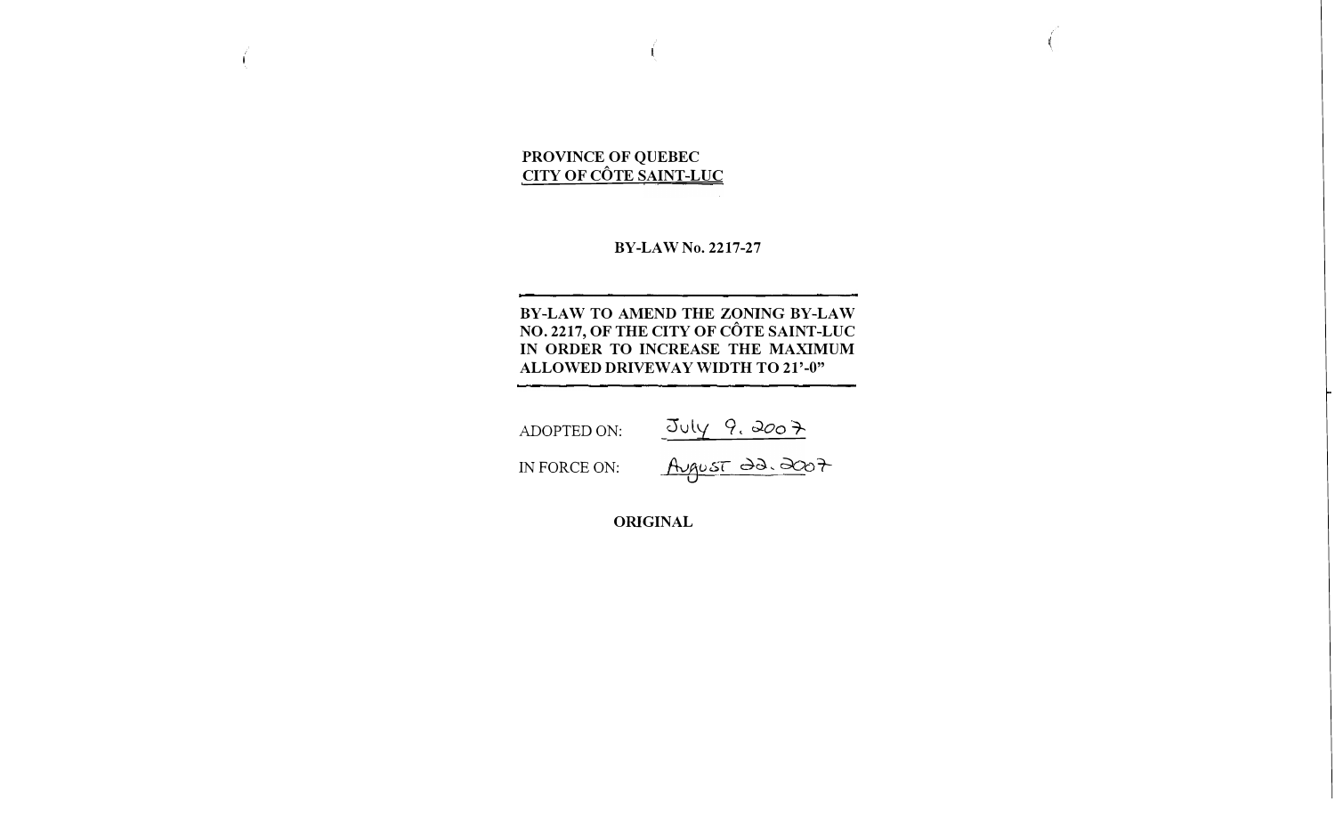**PROVINCE OF QUEBEC**
**CITY OF CÔTE SAINT-LUC**

**BY-LAW No. 2217-27**

**BY-LAW TO AMEND THE ZONING BY-LAW NO. 2217, OF THE CITY OF CÔTE SAINT-LUC IN ORDER TO INCREASE THE MAXIMUM ALLOWED DRIVEWAY WIDTH TO 21'-0"**

ADOPTED ON: July 9, 2007

IN FORCE ON: August 22, 2007

**ORIGINAL**